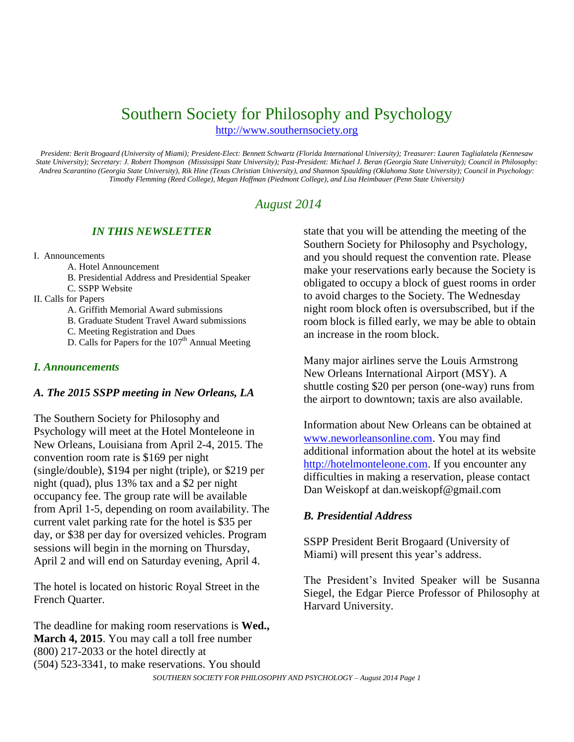# Southern Society for Philosophy and Psychology

http://www.southernsociety.org

*President: Berit Brogaard (University of Miami); President-Elect: Bennett Schwartz (Florida International University); Treasurer: Lauren Taglialatela (Kennesaw State University); Secretary: J. Robert Thompson (Mississippi State University); Past-President: Michael J. Beran (Georgia State University); Council in Philosophy: Andrea Scarantino (Georgia State University), Rik Hine (Texas Christian University), and Shannon Spaulding (Oklahoma State University); Council in Psychology: Timothy Flemming (Reed College), Megan Hoffman (Piedmont College), and Lisa Heimbauer (Penn State University)*

## *August 2014*

### *IN THIS NEWSLETTER*

I. Announcements
  - A. Hotel Announcement
  - B. Presidential Address and Presidential Speaker
  - C. SSPP Website

II. Calls for Papers
  - A. Griffith Memorial Award submissions
  - B. Graduate Student Travel Award submissions
  - C. Meeting Registration and Dues
  - D. Calls for Papers for the 107th Annual Meeting

## *I. Announcements*

### *A. The 2015 SSPP meeting in New Orleans, LA*

The Southern Society for Philosophy and Psychology will meet at the Hotel Monteleone in New Orleans, Louisiana from April 2-4, 2015. The convention room rate is $169 per night (single/double), $194 per night (triple), or $219 per night (quad), plus 13% tax and a $2 per night occupancy fee. The group rate will be available from April 1-5, depending on room availability. The current valet parking rate for the hotel is $35 per day, or $38 per day for oversized vehicles. Program sessions will begin in the morning on Thursday, April 2 and will end on Saturday evening, April 4.

The hotel is located on historic Royal Street in the French Quarter.

The deadline for making room reservations is **Wed., March 4, 2015**. You may call a toll free number (800) 217-2033 or the hotel directly at (504) 523-3341, to make reservations. You should state that you will be attending the meeting of the Southern Society for Philosophy and Psychology, and you should request the convention rate. Please make your reservations early because the Society is obligated to occupy a block of guest rooms in order to avoid charges to the Society. The Wednesday night room block often is oversubscribed, but if the room block is filled early, we may be able to obtain an increase in the room block.

Many major airlines serve the Louis Armstrong New Orleans International Airport (MSY). A shuttle costing $20 per person (one-way) runs from the airport to downtown; taxis are also available.

Information about New Orleans can be obtained at www.neworleansonline.com. You may find additional information about the hotel at its website http://hotelmonteleone.com. If you encounter any difficulties in making a reservation, please contact Dan Weiskopf at dan.weiskopf@gmail.com

### *B. Presidential Address*

SSPP President Berit Brogaard (University of Miami) will present this year's address.

The President's Invited Speaker will be Susanna Siegel, the Edgar Pierce Professor of Philosophy at Harvard University.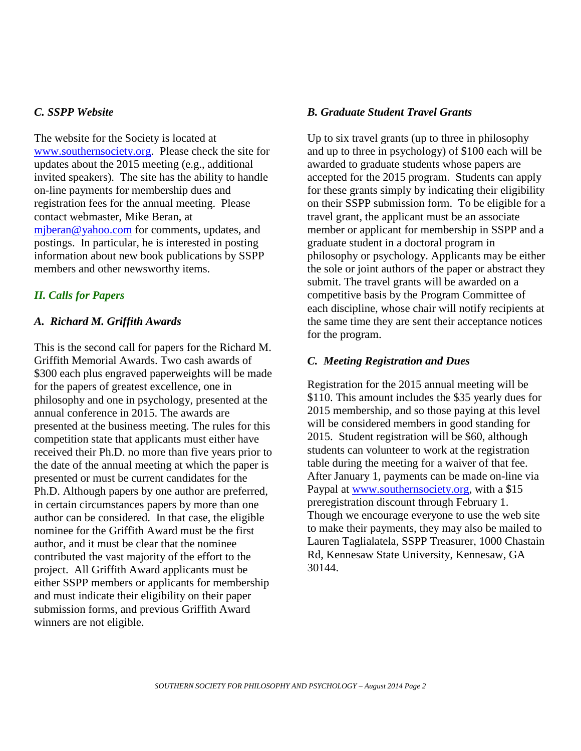### *C. SSPP Website*

The website for the Society is located at www.southernsociety.org. Please check the site for updates about the 2015 meeting (e.g., additional invited speakers). The site has the ability to handle on-line payments for membership dues and registration fees for the annual meeting. Please contact webmaster, Mike Beran, at mjberan@yahoo.com for comments, updates, and postings. In particular, he is interested in posting information about new book publications by SSPP members and other newsworthy items.

## *II. Calls for Papers*

### *A. Richard M. Griffith Awards*

This is the second call for papers for the Richard M. Griffith Memorial Awards. Two cash awards of $300 each plus engraved paperweights will be made for the papers of greatest excellence, one in philosophy and one in psychology, presented at the annual conference in 2015. The awards are presented at the business meeting. The rules for this competition state that applicants must either have received their Ph.D. no more than five years prior to the date of the annual meeting at which the paper is presented or must be current candidates for the Ph.D. Although papers by one author are preferred, in certain circumstances papers by more than one author can be considered. In that case, the eligible nominee for the Griffith Award must be the first author, and it must be clear that the nominee contributed the vast majority of the effort to the project. All Griffith Award applicants must be either SSPP members or applicants for membership and must indicate their eligibility on their paper submission forms, and previous Griffith Award winners are not eligible.

### *B. Graduate Student Travel Grants*

Up to six travel grants (up to three in philosophy and up to three in psychology) of $100 each will be awarded to graduate students whose papers are accepted for the 2015 program. Students can apply for these grants simply by indicating their eligibility on their SSPP submission form. To be eligible for a travel grant, the applicant must be an associate member or applicant for membership in SSPP and a graduate student in a doctoral program in philosophy or psychology. Applicants may be either the sole or joint authors of the paper or abstract they submit. The travel grants will be awarded on a competitive basis by the Program Committee of each discipline, whose chair will notify recipients at the same time they are sent their acceptance notices for the program.

### *C. Meeting Registration and Dues*

Registration for the 2015 annual meeting will be $110. This amount includes the $35 yearly dues for 2015 membership, and so those paying at this level will be considered members in good standing for 2015. Student registration will be $60, although students can volunteer to work at the registration table during the meeting for a waiver of that fee. After January 1, payments can be made on-line via Paypal at www.southernsociety.org, with a $15 preregistration discount through February 1. Though we encourage everyone to use the web site to make their payments, they may also be mailed to Lauren Taglialatela, SSPP Treasurer, 1000 Chastain Rd, Kennesaw State University, Kennesaw, GA 30144.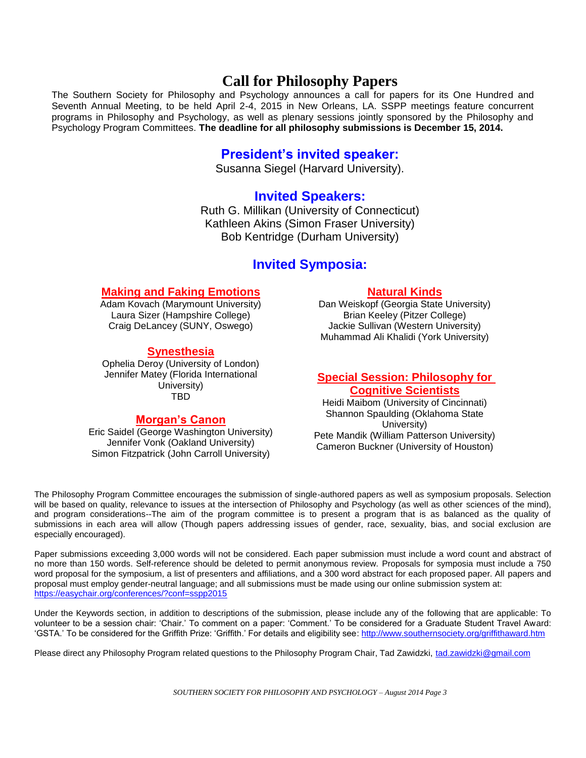# Call for Philosophy Papers

The Southern Society for Philosophy and Psychology announces a call for papers for its One Hundred and Seventh Annual Meeting, to be held April 2-4, 2015 in New Orleans, LA. SSPP meetings feature concurrent programs in Philosophy and Psychology, as well as plenary sessions jointly sponsored by the Philosophy and Psychology Program Committees. **The deadline for all philosophy submissions is December 15, 2014.**

## President's invited speaker:

Susanna Siegel (Harvard University).

## Invited Speakers:

Ruth G. Millikan (University of Connecticut)
Kathleen Akins (Simon Fraser University)
Bob Kentridge (Durham University)

## Invited Symposia:

### Making and Faking Emotions

Adam Kovach (Marymount University)
Laura Sizer (Hampshire College)
Craig DeLancey (SUNY, Oswego)

### Synesthesia

Ophelia Deroy (University of London)
Jennifer Matey (Florida International University)
TBD

### Morgan's Canon

Eric Saidel (George Washington University)
Jennifer Vonk (Oakland University)
Simon Fitzpatrick (John Carroll University)

### Natural Kinds

Dan Weiskopf (Georgia State University)
Brian Keeley (Pitzer College)
Jackie Sullivan (Western University)
Muhammad Ali Khalidi (York University)

### Special Session: Philosophy for Cognitive Scientists

Heidi Maibom (University of Cincinnati)
Shannon Spaulding (Oklahoma State University)
Pete Mandik (William Patterson University)
Cameron Buckner (University of Houston)

The Philosophy Program Committee encourages the submission of single-authored papers as well as symposium proposals. Selection will be based on quality, relevance to issues at the intersection of Philosophy and Psychology (as well as other sciences of the mind), and program considerations--The aim of the program committee is to present a program that is as balanced as the quality of submissions in each area will allow (Though papers addressing issues of gender, race, sexuality, bias, and social exclusion are especially encouraged).

Paper submissions exceeding 3,000 words will not be considered. Each paper submission must include a word count and abstract of no more than 150 words. Self-reference should be deleted to permit anonymous review. Proposals for symposia must include a 750 word proposal for the symposium, a list of presenters and affiliations, and a 300 word abstract for each proposed paper. All papers and proposal must employ gender-neutral language; and all submissions must be made using our online submission system at: https://easychair.org/conferences/?conf=sspp2015

Under the Keywords section, in addition to descriptions of the submission, please include any of the following that are applicable: To volunteer to be a session chair: 'Chair.' To comment on a paper: 'Comment.' To be considered for a Graduate Student Travel Award: 'GSTA.' To be considered for the Griffith Prize: 'Griffith.' For details and eligibility see: http://www.southernsociety.org/griffithaward.htm

Please direct any Philosophy Program related questions to the Philosophy Program Chair, Tad Zawidzki, tad.zawidzki@gmail.com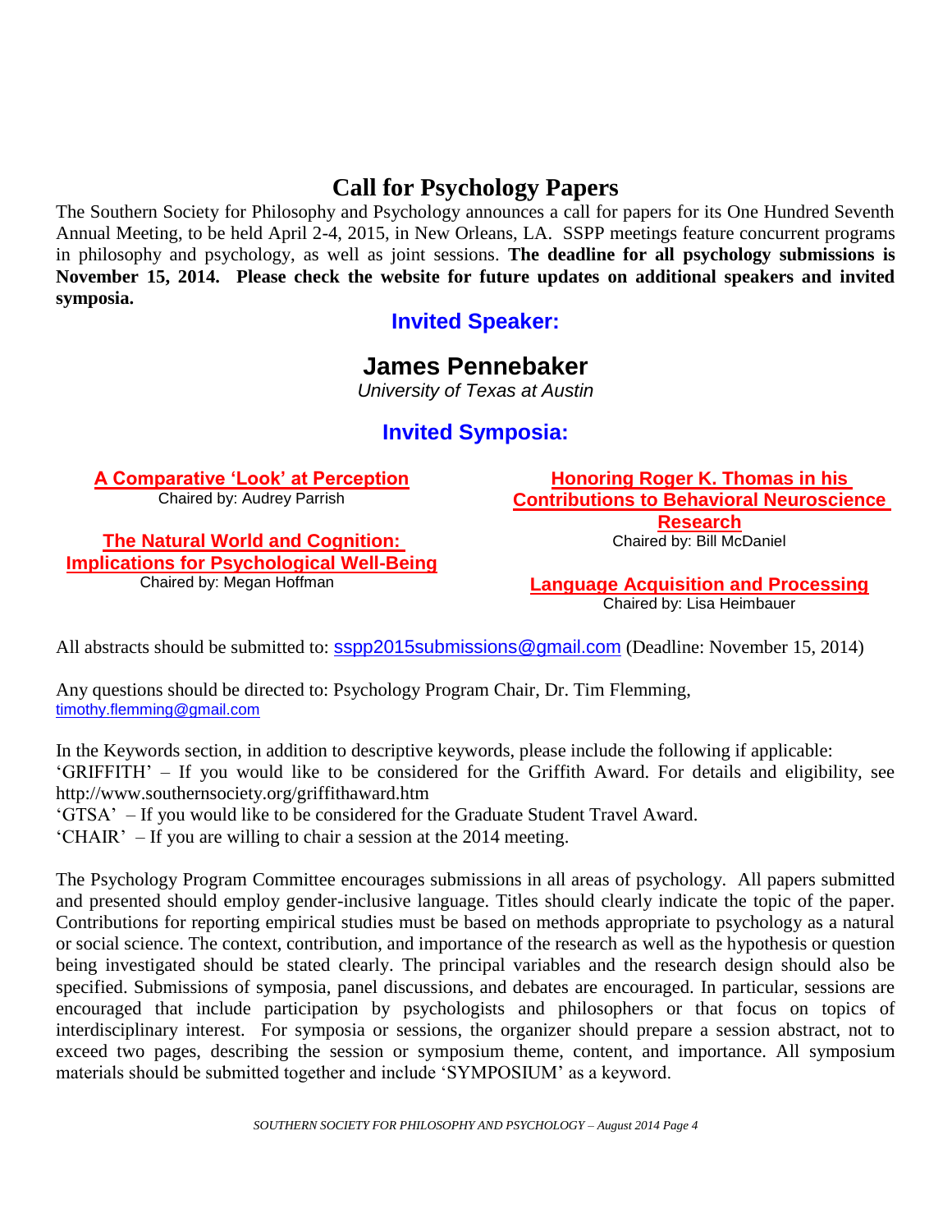# Call for Psychology Papers

The Southern Society for Philosophy and Psychology announces a call for papers for its One Hundred Seventh Annual Meeting, to be held April 2-4, 2015, in New Orleans, LA. SSPP meetings feature concurrent programs in philosophy and psychology, as well as joint sessions. **The deadline for all psychology submissions is November 15, 2014. Please check the website for future updates on additional speakers and invited symposia.**

## Invited Speaker:

## James Pennebaker

*University of Texas at Austin*

## Invited Symposia:

**A Comparative 'Look' at Perception**
Chaired by: Audrey Parrish

**The Natural World and Cognition: Implications for Psychological Well-Being**
Chaired by: Megan Hoffman

**Honoring Roger K. Thomas in his Contributions to Behavioral Neuroscience Research**
Chaired by: Bill McDaniel

**Language Acquisition and Processing**
Chaired by: Lisa Heimbauer

All abstracts should be submitted to: sspp2015submissions@gmail.com (Deadline: November 15, 2014)

Any questions should be directed to: Psychology Program Chair, Dr. Tim Flemming, timothy.flemming@gmail.com

In the Keywords section, in addition to descriptive keywords, please include the following if applicable:
'GRIFFITH' – If you would like to be considered for the Griffith Award. For details and eligibility, see http://www.southernsociety.org/griffithaward.htm
'GTSA' – If you would like to be considered for the Graduate Student Travel Award.
'CHAIR' – If you are willing to chair a session at the 2014 meeting.

The Psychology Program Committee encourages submissions in all areas of psychology. All papers submitted and presented should employ gender-inclusive language. Titles should clearly indicate the topic of the paper. Contributions for reporting empirical studies must be based on methods appropriate to psychology as a natural or social science. The context, contribution, and importance of the research as well as the hypothesis or question being investigated should be stated clearly. The principal variables and the research design should also be specified. Submissions of symposia, panel discussions, and debates are encouraged. In particular, sessions are encouraged that include participation by psychologists and philosophers or that focus on topics of interdisciplinary interest. For symposia or sessions, the organizer should prepare a session abstract, not to exceed two pages, describing the session or symposium theme, content, and importance. All symposium materials should be submitted together and include 'SYMPOSIUM' as a keyword.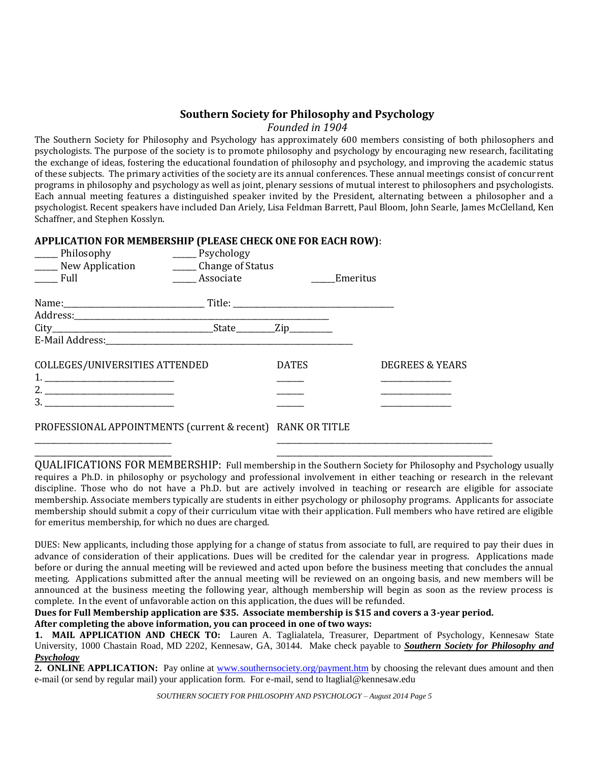## Southern Society for Philosophy and Psychology

*Founded in 1904*

The Southern Society for Philosophy and Psychology has approximately 600 members consisting of both philosophers and psychologists. The purpose of the society is to promote philosophy and psychology by encouraging new research, facilitating the exchange of ideas, fostering the educational foundation of philosophy and psychology, and improving the academic status of these subjects. The primary activities of the society are its annual conferences. These annual meetings consist of concurrent programs in philosophy and psychology as well as joint, plenary sessions of mutual interest to philosophers and psychologists. Each annual meeting features a distinguished speaker invited by the President, alternating between a philosopher and a psychologist. Recent speakers have included Dan Ariely, Lisa Feldman Barrett, Paul Bloom, John Searle, James McClelland, Ken Schaffner, and Stephen Kosslyn.

### APPLICATION FOR MEMBERSHIP (PLEASE CHECK ONE FOR EACH ROW):

_____ Philosophy _____ Psychology

_____ New Application _____ Change of Status

_____ Full _____ Associate _____Emeritus

Name:________________________________ Title: ____________________________________

Address:____________________________________________________________

City___________________________________State________Zip_________

E-Mail Address:__________________________________________________________

| COLLEGES/UNIVERSITIES ATTENDED | DATES | DEGREES & YEARS |
|---|---|---|
| 1. ______________________________ | ______ | ________________ |
| 2. ______________________________ | ______ | ________________ |
| 3. ______________________________ | ______ | ________________ |

| PROFESSIONAL APPOINTMENTS (current & recent) | RANK OR TITLE |
|---|---|
| ________________________________ | ____________________________________________________ |
| ________________________________ | ____________________________________________________ |

QUALIFICATIONS FOR MEMBERSHIP: Full membership in the Southern Society for Philosophy and Psychology usually requires a Ph.D. in philosophy or psychology and professional involvement in either teaching or research in the relevant discipline. Those who do not have a Ph.D. but are actively involved in teaching or research are eligible for associate membership. Associate members typically are students in either psychology or philosophy programs. Applicants for associate membership should submit a copy of their curriculum vitae with their application. Full members who have retired are eligible for emeritus membership, for which no dues are charged.

DUES: New applicants, including those applying for a change of status from associate to full, are required to pay their dues in advance of consideration of their applications. Dues will be credited for the calendar year in progress. Applications made before or during the annual meeting will be reviewed and acted upon before the business meeting that concludes the annual meeting. Applications submitted after the annual meeting will be reviewed on an ongoing basis, and new members will be announced at the business meeting the following year, although membership will begin as soon as the review process is complete. In the event of unfavorable action on this application, the dues will be refunded.

**Dues for Full Membership application are $35. Associate membership is $15 and covers a 3-year period.**

**After completing the above information, you can proceed in one of two ways:**

**1. MAIL APPLICATION AND CHECK TO:** Lauren A. Taglialatela, Treasurer, Department of Psychology, Kennesaw State University, 1000 Chastain Road, MD 2202, Kennesaw, GA, 30144. Make check payable to ***Southern Society for Philosophy and Psychology***

**2. ONLINE APPLICATION:** Pay online at www.southernsociety.org/payment.htm by choosing the relevant dues amount and then e-mail (or send by regular mail) your application form. For e-mail, send to ltaglial@kennesaw.edu